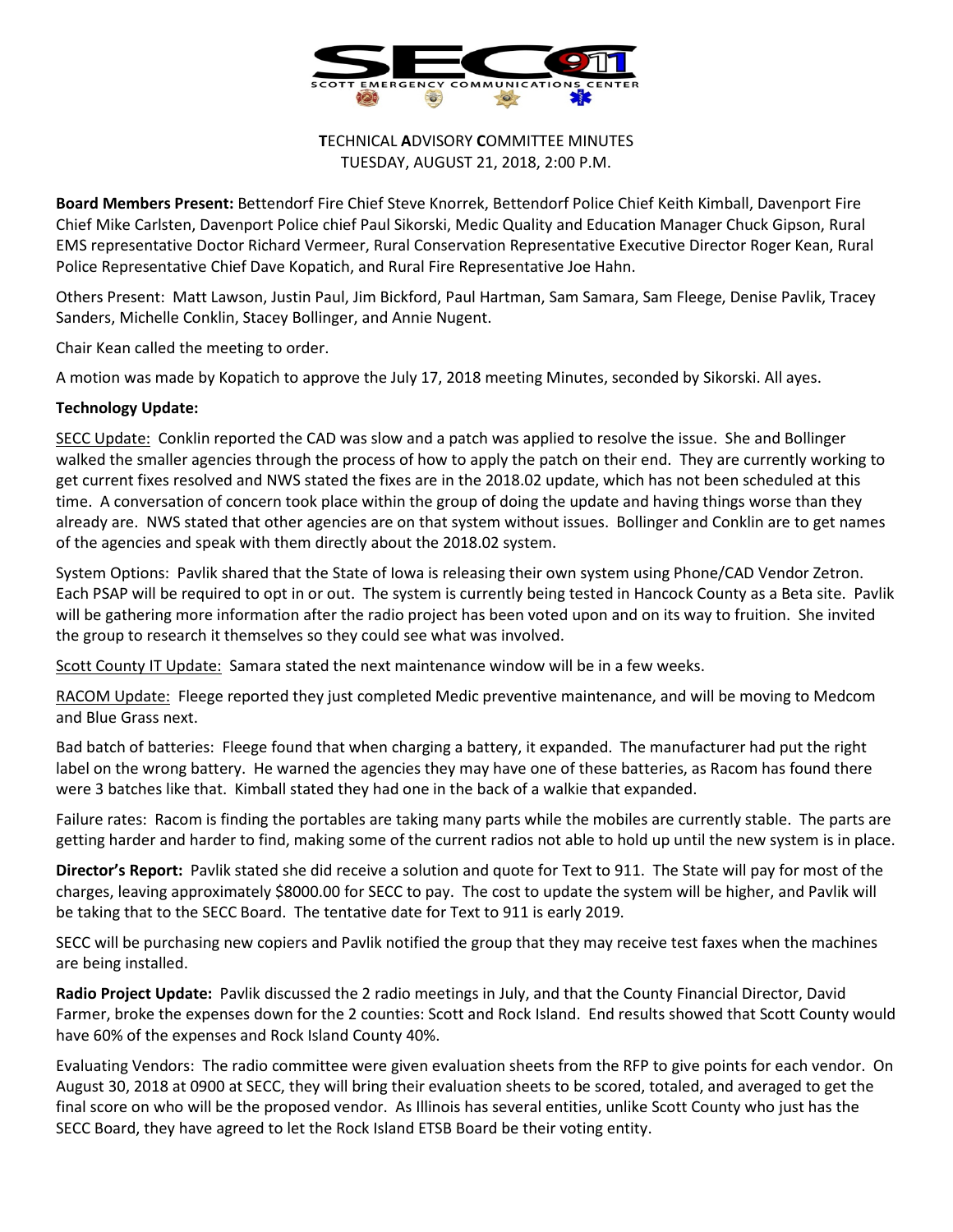**T**ECHNICAL **A**DVISORY **C**OMMITTEE MINUTES
TUESDAY, AUGUST 21, 2018, 2:00 P.M.

**Board Members Present:** Bettendorf Fire Chief Steve Knorrek, Bettendorf Police Chief Keith Kimball, Davenport Fire Chief Mike Carlsten, Davenport Police chief Paul Sikorski, Medic Quality and Education Manager Chuck Gipson, Rural EMS representative Doctor Richard Vermeer, Rural Conservation Representative Executive Director Roger Kean, Rural Police Representative Chief Dave Kopatich, and Rural Fire Representative Joe Hahn.

Others Present: Matt Lawson, Justin Paul, Jim Bickford, Paul Hartman, Sam Samara, Sam Fleege, Denise Pavlik, Tracey Sanders, Michelle Conklin, Stacey Bollinger, and Annie Nugent.

Chair Kean called the meeting to order.

A motion was made by Kopatich to approve the July 17, 2018 meeting Minutes, seconded by Sikorski. All ayes.

**Technology Update:**

SECC Update: Conklin reported the CAD was slow and a patch was applied to resolve the issue. She and Bollinger walked the smaller agencies through the process of how to apply the patch on their end. They are currently working to get current fixes resolved and NWS stated the fixes are in the 2018.02 update, which has not been scheduled at this time. A conversation of concern took place within the group of doing the update and having things worse than they already are. NWS stated that other agencies are on that system without issues. Bollinger and Conklin are to get names of the agencies and speak with them directly about the 2018.02 system.

System Options: Pavlik shared that the State of Iowa is releasing their own system using Phone/CAD Vendor Zetron. Each PSAP will be required to opt in or out. The system is currently being tested in Hancock County as a Beta site. Pavlik will be gathering more information after the radio project has been voted upon and on its way to fruition. She invited the group to research it themselves so they could see what was involved.

Scott County IT Update: Samara stated the next maintenance window will be in a few weeks.

RACOM Update: Fleege reported they just completed Medic preventive maintenance, and will be moving to Medcom and Blue Grass next.

Bad batch of batteries: Fleege found that when charging a battery, it expanded. The manufacturer had put the right label on the wrong battery. He warned the agencies they may have one of these batteries, as Racom has found there were 3 batches like that. Kimball stated they had one in the back of a walkie that expanded.

Failure rates: Racom is finding the portables are taking many parts while the mobiles are currently stable. The parts are getting harder and harder to find, making some of the current radios not able to hold up until the new system is in place.

**Director's Report:** Pavlik stated she did receive a solution and quote for Text to 911. The State will pay for most of the charges, leaving approximately $8000.00 for SECC to pay. The cost to update the system will be higher, and Pavlik will be taking that to the SECC Board. The tentative date for Text to 911 is early 2019.

SECC will be purchasing new copiers and Pavlik notified the group that they may receive test faxes when the machines are being installed.

**Radio Project Update:** Pavlik discussed the 2 radio meetings in July, and that the County Financial Director, David Farmer, broke the expenses down for the 2 counties: Scott and Rock Island. End results showed that Scott County would have 60% of the expenses and Rock Island County 40%.

Evaluating Vendors: The radio committee were given evaluation sheets from the RFP to give points for each vendor. On August 30, 2018 at 0900 at SECC, they will bring their evaluation sheets to be scored, totaled, and averaged to get the final score on who will be the proposed vendor. As Illinois has several entities, unlike Scott County who just has the SECC Board, they have agreed to let the Rock Island ETSB Board be their voting entity.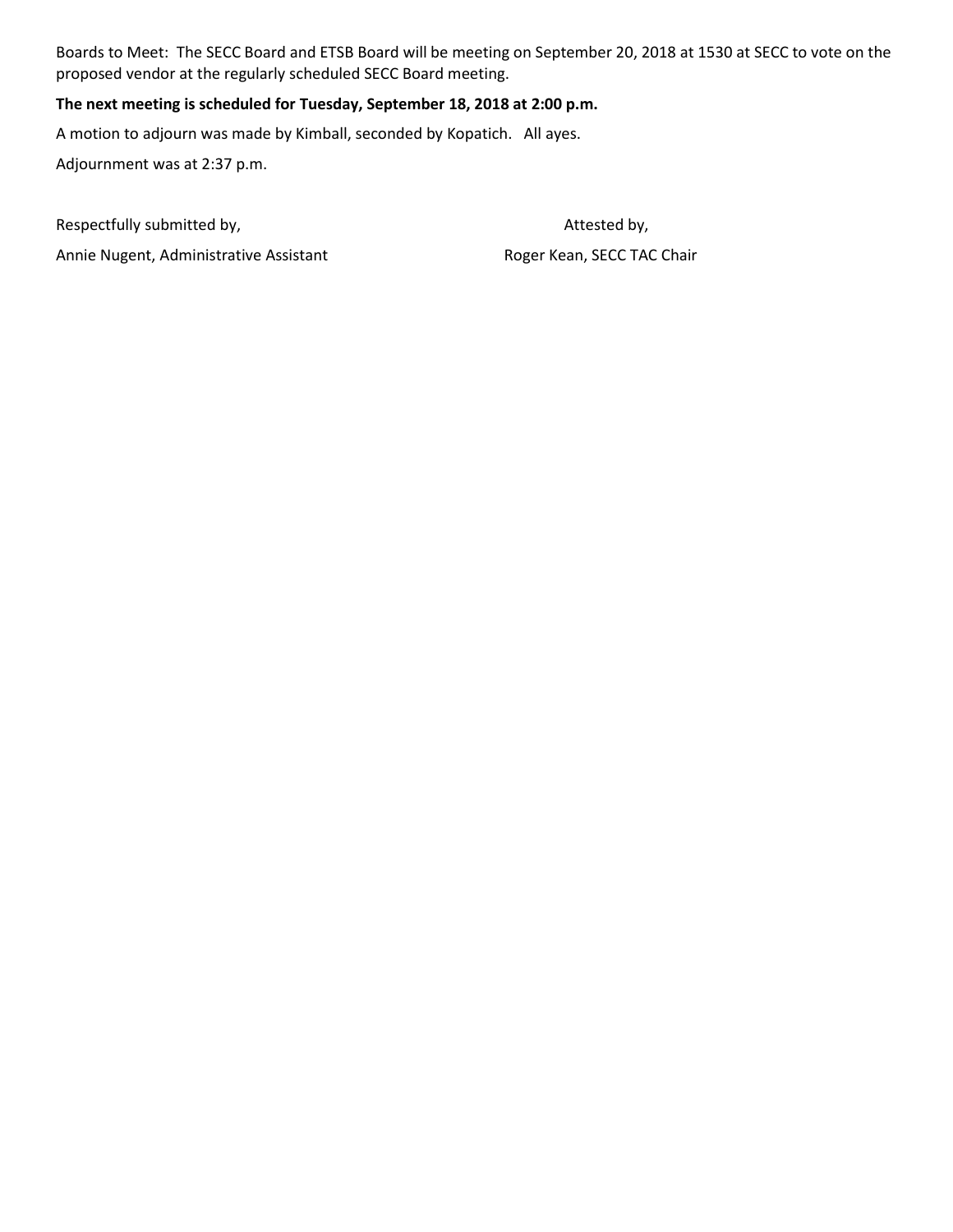Boards to Meet: The SECC Board and ETSB Board will be meeting on September 20, 2018 at 1530 at SECC to vote on the proposed vendor at the regularly scheduled SECC Board meeting.

**The next meeting is scheduled for Tuesday, September 18, 2018 at 2:00 p.m.**

A motion to adjourn was made by Kimball, seconded by Kopatich. All ayes.

Adjournment was at 2:37 p.m.

Respectfully submitted by,

Annie Nugent, Administrative Assistant

Attested by,

Roger Kean, SECC TAC Chair